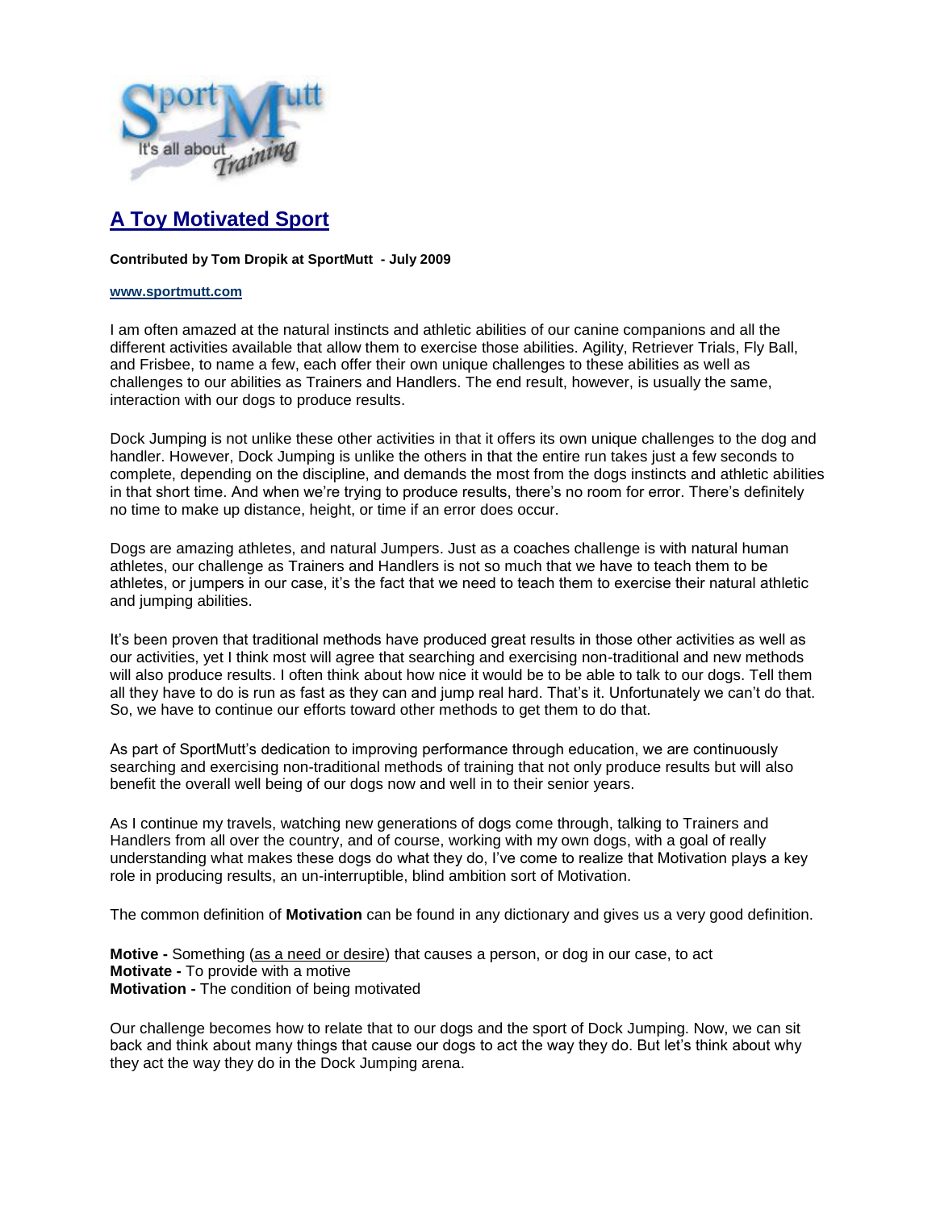# A Toy Motivated Sport

**Contributed by Tom Dropik at SportMutt - July 2009**

**www.sportmutt.com**

I am often amazed at the natural instincts and athletic abilities of our canine companions and all the different activities available that allow them to exercise those abilities. Agility, Retriever Trials, Fly Ball, and Frisbee, to name a few, each offer their own unique challenges to these abilities as well as challenges to our abilities as Trainers and Handlers. The end result, however, is usually the same, interaction with our dogs to produce results.

Dock Jumping is not unlike these other activities in that it offers its own unique challenges to the dog and handler. However, Dock Jumping is unlike the others in that the entire run takes just a few seconds to complete, depending on the discipline, and demands the most from the dogs instincts and athletic abilities in that short time. And when we're trying to produce results, there's no room for error. There's definitely no time to make up distance, height, or time if an error does occur.

Dogs are amazing athletes, and natural Jumpers. Just as a coaches challenge is with natural human athletes, our challenge as Trainers and Handlers is not so much that we have to teach them to be athletes, or jumpers in our case, it's the fact that we need to teach them to exercise their natural athletic and jumping abilities.

It's been proven that traditional methods have produced great results in those other activities as well as our activities, yet I think most will agree that searching and exercising non-traditional and new methods will also produce results. I often think about how nice it would be to be able to talk to our dogs. Tell them all they have to do is run as fast as they can and jump real hard. That's it. Unfortunately we can't do that. So, we have to continue our efforts toward other methods to get them to do that.

As part of SportMutt's dedication to improving performance through education, we are continuously searching and exercising non-traditional methods of training that not only produce results but will also benefit the overall well being of our dogs now and well in to their senior years.

As I continue my travels, watching new generations of dogs come through, talking to Trainers and Handlers from all over the country, and of course, working with my own dogs, with a goal of really understanding what makes these dogs do what they do, I've come to realize that Motivation plays a key role in producing results, an un-interruptible, blind ambition sort of Motivation.

The common definition of **Motivation** can be found in any dictionary and gives us a very good definition.

**Motive -** Something (as a need or desire) that causes a person, or dog in our case, to act
**Motivate -** To provide with a motive
**Motivation -** The condition of being motivated

Our challenge becomes how to relate that to our dogs and the sport of Dock Jumping. Now, we can sit back and think about many things that cause our dogs to act the way they do. But let's think about why they act the way they do in the Dock Jumping arena.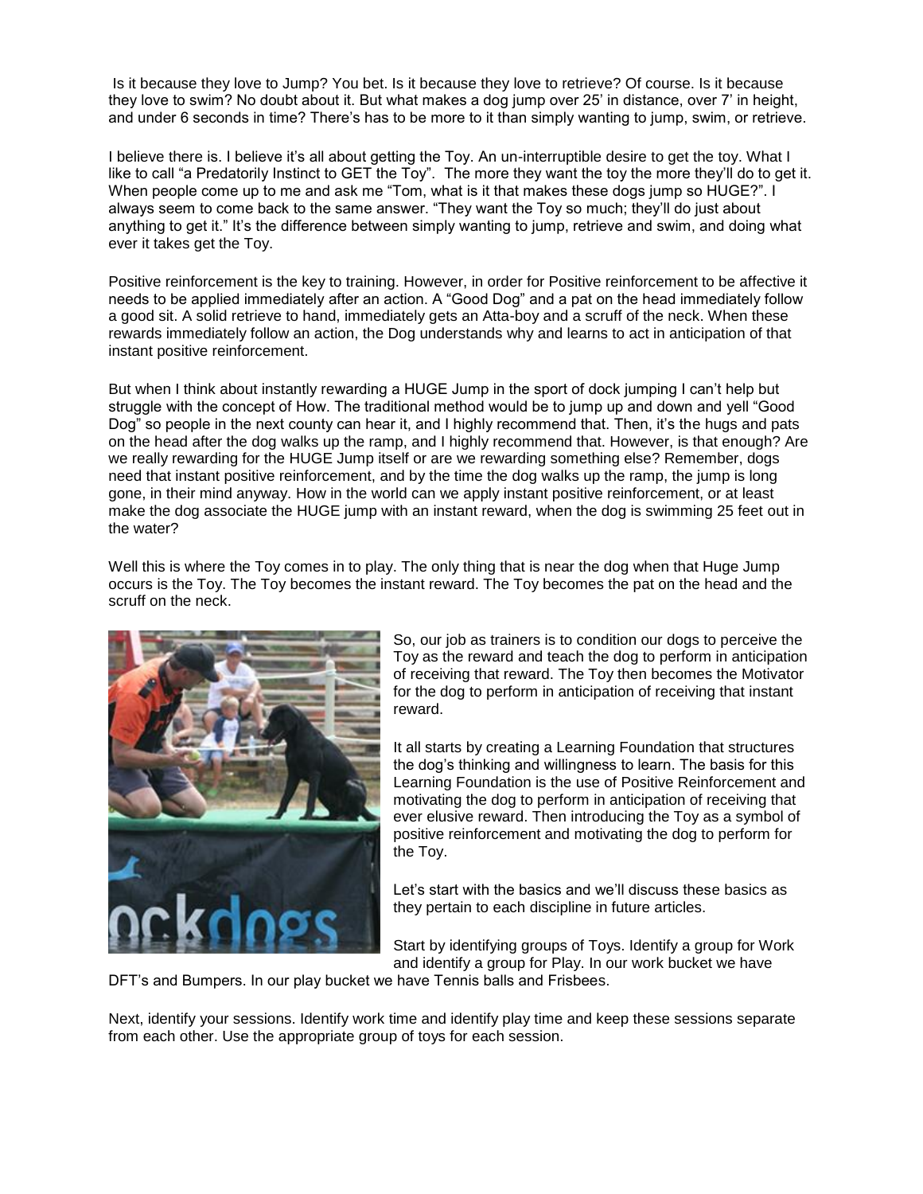Is it because they love to Jump? You bet. Is it because they love to retrieve? Of course. Is it because they love to swim? No doubt about it. But what makes a dog jump over 25' in distance, over 7' in height, and under 6 seconds in time? There's has to be more to it than simply wanting to jump, swim, or retrieve.

I believe there is. I believe it's all about getting the Toy. An un-interruptible desire to get the toy. What I like to call "a Predatorily Instinct to GET the Toy". The more they want the toy the more they'll do to get it. When people come up to me and ask me "Tom, what is it that makes these dogs jump so HUGE?". I always seem to come back to the same answer. "They want the Toy so much; they'll do just about anything to get it." It's the difference between simply wanting to jump, retrieve and swim, and doing what ever it takes get the Toy.

Positive reinforcement is the key to training. However, in order for Positive reinforcement to be affective it needs to be applied immediately after an action. A "Good Dog" and a pat on the head immediately follow a good sit. A solid retrieve to hand, immediately gets an Atta-boy and a scruff of the neck. When these rewards immediately follow an action, the Dog understands why and learns to act in anticipation of that instant positive reinforcement.

But when I think about instantly rewarding a HUGE Jump in the sport of dock jumping I can't help but struggle with the concept of How. The traditional method would be to jump up and down and yell "Good Dog" so people in the next county can hear it, and I highly recommend that. Then, it's the hugs and pats on the head after the dog walks up the ramp, and I highly recommend that. However, is that enough? Are we really rewarding for the HUGE Jump itself or are we rewarding something else? Remember, dogs need that instant positive reinforcement, and by the time the dog walks up the ramp, the jump is long gone, in their mind anyway. How in the world can we apply instant positive reinforcement, or at least make the dog associate the HUGE jump with an instant reward, when the dog is swimming 25 feet out in the water?

Well this is where the Toy comes in to play. The only thing that is near the dog when that Huge Jump occurs is the Toy. The Toy becomes the instant reward. The Toy becomes the pat on the head and the scruff on the neck.

So, our job as trainers is to condition our dogs to perceive the Toy as the reward and teach the dog to perform in anticipation of receiving that reward. The Toy then becomes the Motivator for the dog to perform in anticipation of receiving that instant reward.

It all starts by creating a Learning Foundation that structures the dog's thinking and willingness to learn. The basis for this Learning Foundation is the use of Positive Reinforcement and motivating the dog to perform in anticipation of receiving that ever elusive reward. Then introducing the Toy as a symbol of positive reinforcement and motivating the dog to perform for the Toy.

Let's start with the basics and we'll discuss these basics as they pertain to each discipline in future articles.

Start by identifying groups of Toys. Identify a group for Work and identify a group for Play. In our work bucket we have DFT's and Bumpers. In our play bucket we have Tennis balls and Frisbees.

Next, identify your sessions. Identify work time and identify play time and keep these sessions separate from each other. Use the appropriate group of toys for each session.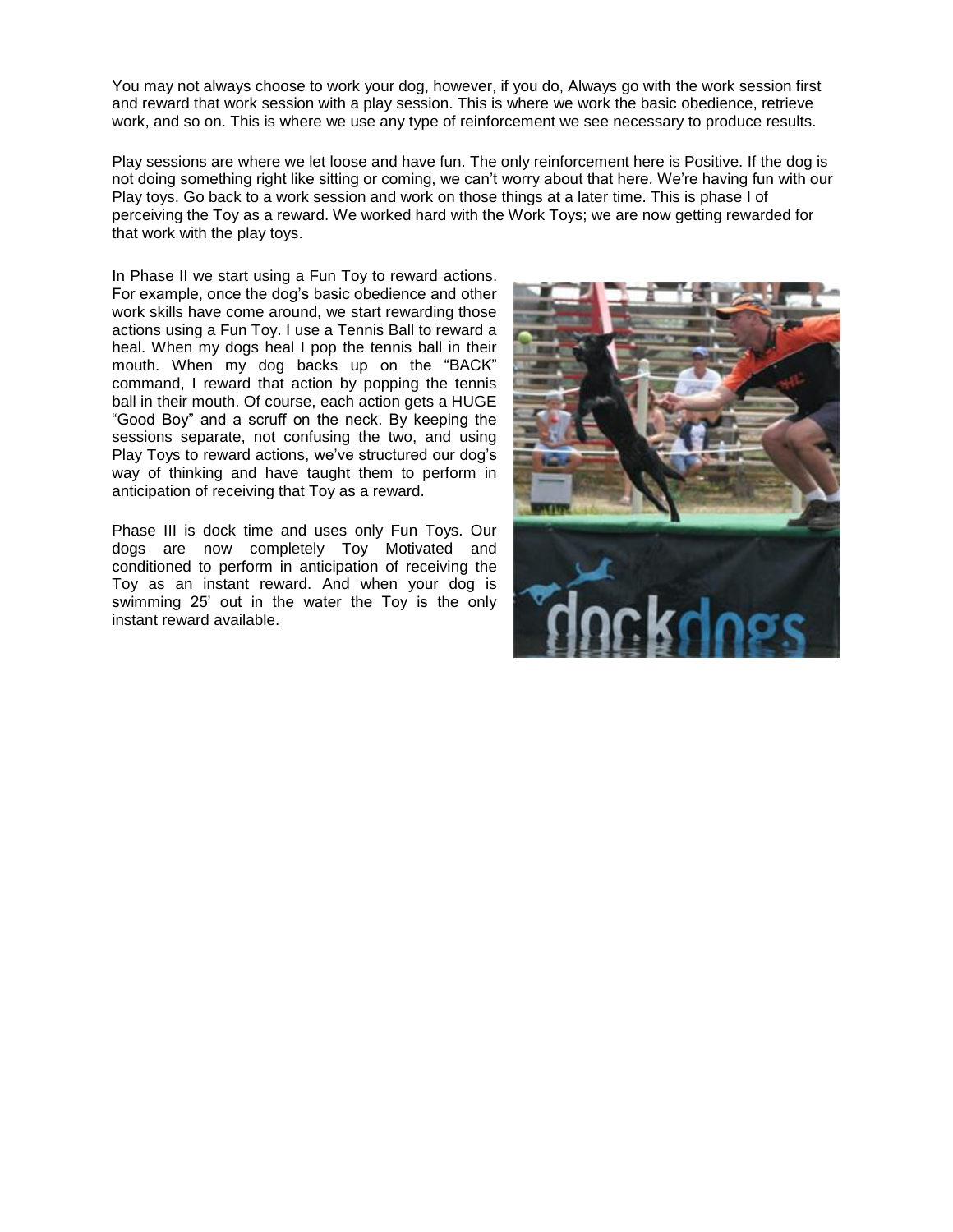You may not always choose to work your dog, however, if you do, Always go with the work session first and reward that work session with a play session. This is where we work the basic obedience, retrieve work, and so on. This is where we use any type of reinforcement we see necessary to produce results.

Play sessions are where we let loose and have fun. The only reinforcement here is Positive. If the dog is not doing something right like sitting or coming, we can't worry about that here. We're having fun with our Play toys. Go back to a work session and work on those things at a later time. This is phase I of perceiving the Toy as a reward. We worked hard with the Work Toys; we are now getting rewarded for that work with the play toys.

In Phase II we start using a Fun Toy to reward actions. For example, once the dog's basic obedience and other work skills have come around, we start rewarding those actions using a Fun Toy. I use a Tennis Ball to reward a heal. When my dogs heal I pop the tennis ball in their mouth. When my dog backs up on the "BACK" command, I reward that action by popping the tennis ball in their mouth. Of course, each action gets a HUGE "Good Boy" and a scruff on the neck. By keeping the sessions separate, not confusing the two, and using Play Toys to reward actions, we've structured our dog's way of thinking and have taught them to perform in anticipation of receiving that Toy as a reward.

Phase III is dock time and uses only Fun Toys. Our dogs are now completely Toy Motivated and conditioned to perform in anticipation of receiving the Toy as an instant reward. And when your dog is swimming 25' out in the water the Toy is the only instant reward available.